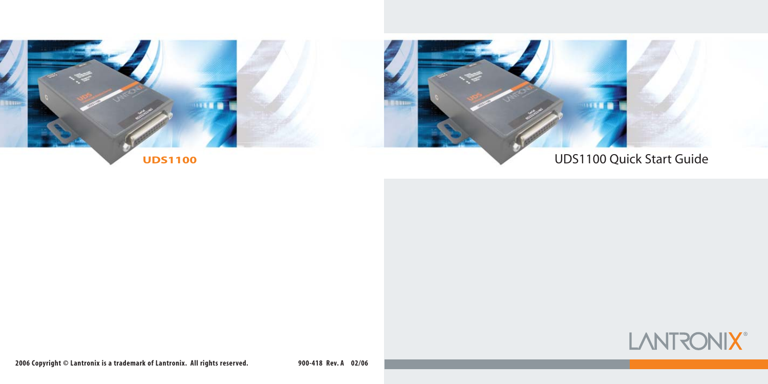**UDS1100**

# UDS1100 Quick Start Guide

LANTRONIX®

**2006 Copyright © Lantronix is a trademark of Lantronix. All rights reserved.**

**900-418 Rev. A 02/06**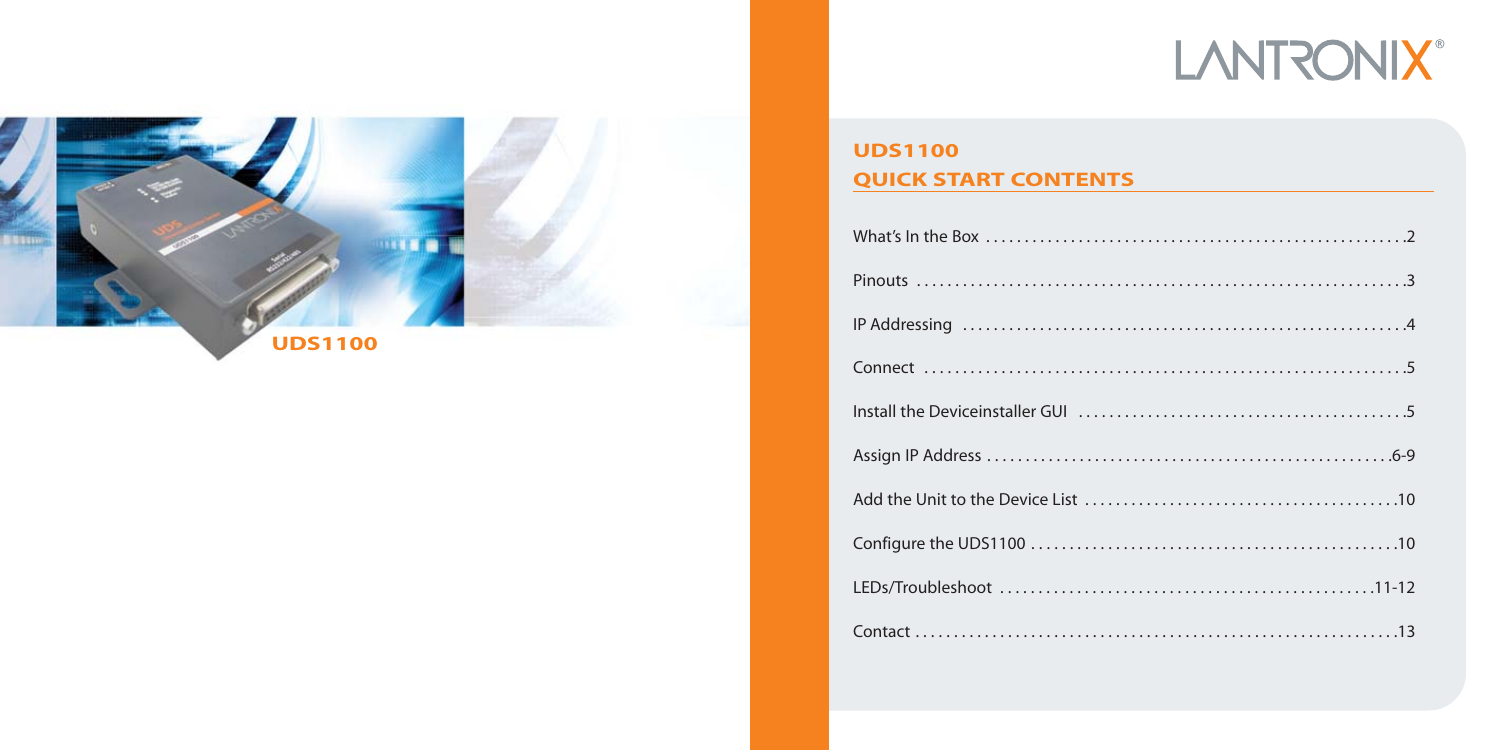UDS1100

LANTRONIX®

## UDS1100
## QUICK START CONTENTS

What's In the Box . . . . . . . . . . . . . . . . . . . . . . . . . . . . . . . . . . . . . . . . . . . . . . . . . . . . .2

Pinouts . . . . . . . . . . . . . . . . . . . . . . . . . . . . . . . . . . . . . . . . . . . . . . . . . . . . . . . . . . . . . . .3

IP Addressing . . . . . . . . . . . . . . . . . . . . . . . . . . . . . . . . . . . . . . . . . . . . . . . . . . . . . . . . .4

Connect . . . . . . . . . . . . . . . . . . . . . . . . . . . . . . . . . . . . . . . . . . . . . . . . . . . . . . . . . . . . . .5

Install the Deviceinstaller GUI . . . . . . . . . . . . . . . . . . . . . . . . . . . . . . . . . . . . . . . . . .5

Assign IP Address . . . . . . . . . . . . . . . . . . . . . . . . . . . . . . . . . . . . . . . . . . . . . . . . . . . .6-9

Add the Unit to the Device List . . . . . . . . . . . . . . . . . . . . . . . . . . . . . . . . . . . . . . . .10

Configure the UDS1100 . . . . . . . . . . . . . . . . . . . . . . . . . . . . . . . . . . . . . . . . . . . . . . .10

LEDs/Troubleshoot . . . . . . . . . . . . . . . . . . . . . . . . . . . . . . . . . . . . . . . . . . . . . . . .11-12

Contact . . . . . . . . . . . . . . . . . . . . . . . . . . . . . . . . . . . . . . . . . . . . . . . . . . . . . . . . . . . . . .13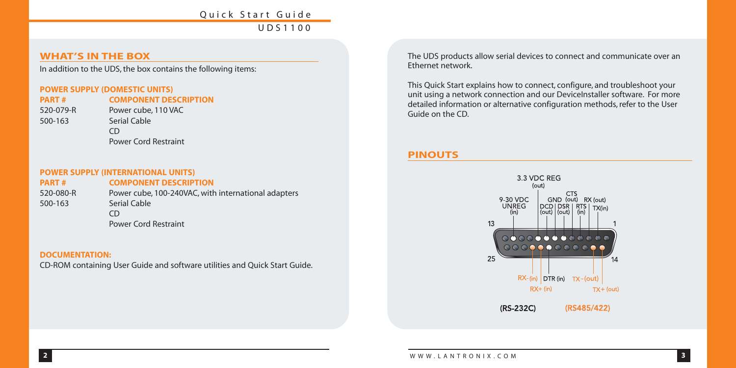## WHAT'S IN THE BOX

In addition to the UDS, the box contains the following items:

### POWER SUPPLY (DOMESTIC UNITS)

| PART # | COMPONENT DESCRIPTION |
|---|---|
| 520-079-R | Power cube, 110 VAC |
| 500-163 | Serial Cable |
| | CD |
| | Power Cord Restraint |

### POWER SUPPLY (INTERNATIONAL UNITS)

| PART # | COMPONENT DESCRIPTION |
|---|---|
| 520-080-R | Power cube, 100-240VAC, with international adapters |
| 500-163 | Serial Cable |
| | CD |
| | Power Cord Restraint |

### DOCUMENTATION:

CD-ROM containing User Guide and software utilities and Quick Start Guide.

The UDS products allow serial devices to connect and communicate over an Ethernet network.

This Quick Start explains how to connect, configure, and troubleshoot your unit using a network connection and our DeviceInstaller software. For more detailed information or alternative configuration methods, refer to the User Guide on the CD.

## PINOUTS

3.3 VDC REG (out)

9-30 VDC UNREG (in)

GND

DCD (out)

DSR (out)

CTS (out)

RTS (in)

RX (out)

TX(in)

13 1

25 14

RX- (in)

RX+ (in)

DTR (in)

TX- (out)

TX+ (out)

(RS-232C) (RS485/422)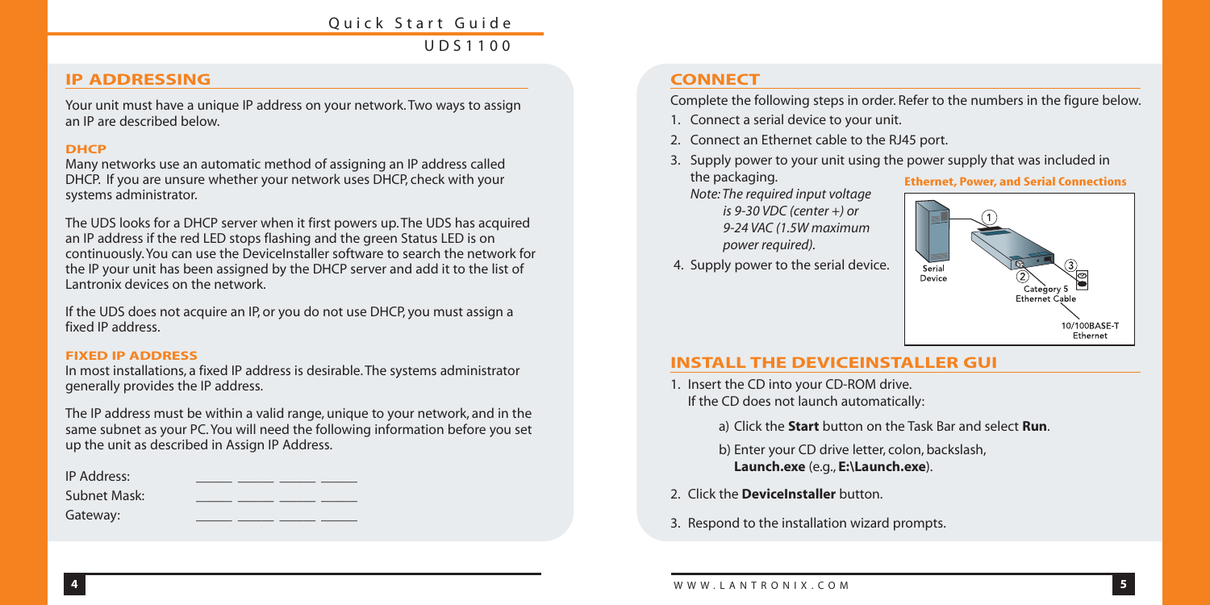## IP ADDRESSING

Your unit must have a unique IP address on your network. Two ways to assign an IP are described below.

### DHCP

Many networks use an automatic method of assigning an IP address called DHCP. If you are unsure whether your network uses DHCP, check with your systems administrator.

The UDS looks for a DHCP server when it first powers up. The UDS has acquired an IP address if the red LED stops flashing and the green Status LED is on continuously. You can use the DeviceInstaller software to search the network for the IP your unit has been assigned by the DHCP server and add it to the list of Lantronix devices on the network.

If the UDS does not acquire an IP, or you do not use DHCP, you must assign a fixed IP address.

### FIXED IP ADDRESS

In most installations, a fixed IP address is desirable. The systems administrator generally provides the IP address.

The IP address must be within a valid range, unique to your network, and in the same subnet as your PC. You will need the following information before you set up the unit as described in Assign IP Address.

IP Address: _____ _____ _____ _____

Subnet Mask: _____ _____ _____ _____

Gateway: _____ _____ _____ _____

## CONNECT

Complete the following steps in order. Refer to the numbers in the figure below.

1. Connect a serial device to your unit.
2. Connect an Ethernet cable to the RJ45 port.
3. Supply power to your unit using the power supply that was included in the packaging.
   *Note: The required input voltage is 9-30 VDC (center +) or 9-24 VAC (1.5W maximum power required).*
4. Supply power to the serial device.

**Ethernet, Power, and Serial Connections**

Serial Device
Category 5 Ethernet Cable
10/100BASE-T Ethernet

## INSTALL THE DEVICEINSTALLER GUI

1. Insert the CD into your CD-ROM drive.
   If the CD does not launch automatically:
   a) Click the **Start** button on the Task Bar and select **Run**.
   b) Enter your CD drive letter, colon, backslash, **Launch.exe** (e.g., **E:\Launch.exe**).
2. Click the **DeviceInstaller** button.
3. Respond to the installation wizard prompts.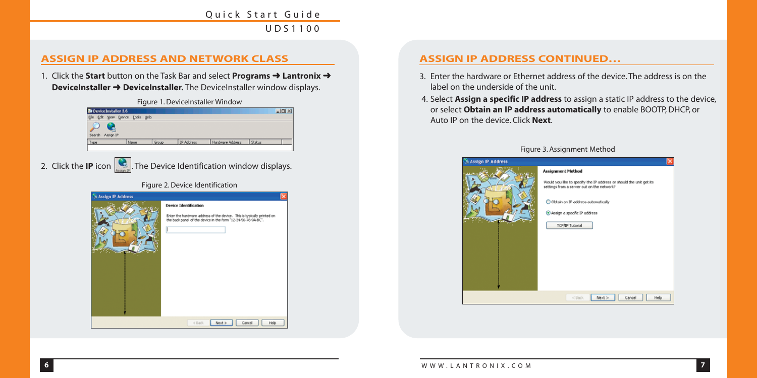## ASSIGN IP ADDRESS AND NETWORK CLASS

1. Click the **Start** button on the Task Bar and select **Programs ➜ Lantronix ➜ DeviceInstaller ➜ DeviceInstaller.** The DeviceInstaller window displays.

Figure 1. DeviceInstaller Window

2. Click the **IP** icon . The Device Identification window displays.

Figure 2. Device Identification

## ASSIGN IP ADDRESS CONTINUED…

3. Enter the hardware or Ethernet address of the device. The address is on the label on the underside of the unit.
4. Select **Assign a specific IP address** to assign a static IP address to the device, or select **Obtain an IP address automatically** to enable BOOTP, DHCP, or Auto IP on the device. Click **Next**.

Figure 3. Assignment Method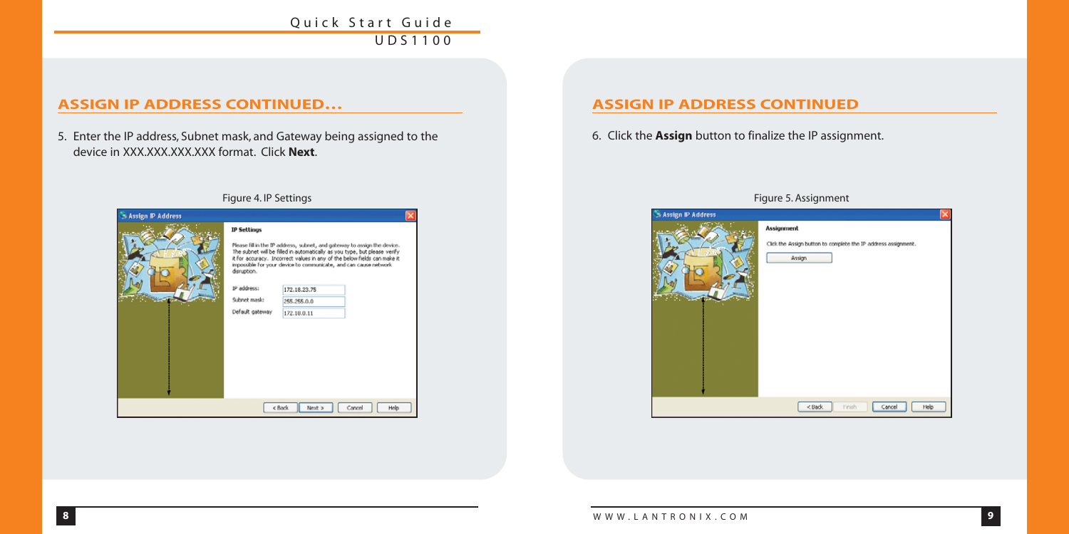## ASSIGN IP ADDRESS CONTINUED...

5. Enter the IP address, Subnet mask, and Gateway being assigned to the device in XXX.XXX.XXX.XXX format. Click **Next**.

Figure 4. IP Settings

## ASSIGN IP ADDRESS CONTINUED

6. Click the **Assign** button to finalize the IP assignment.

Figure 5. Assignment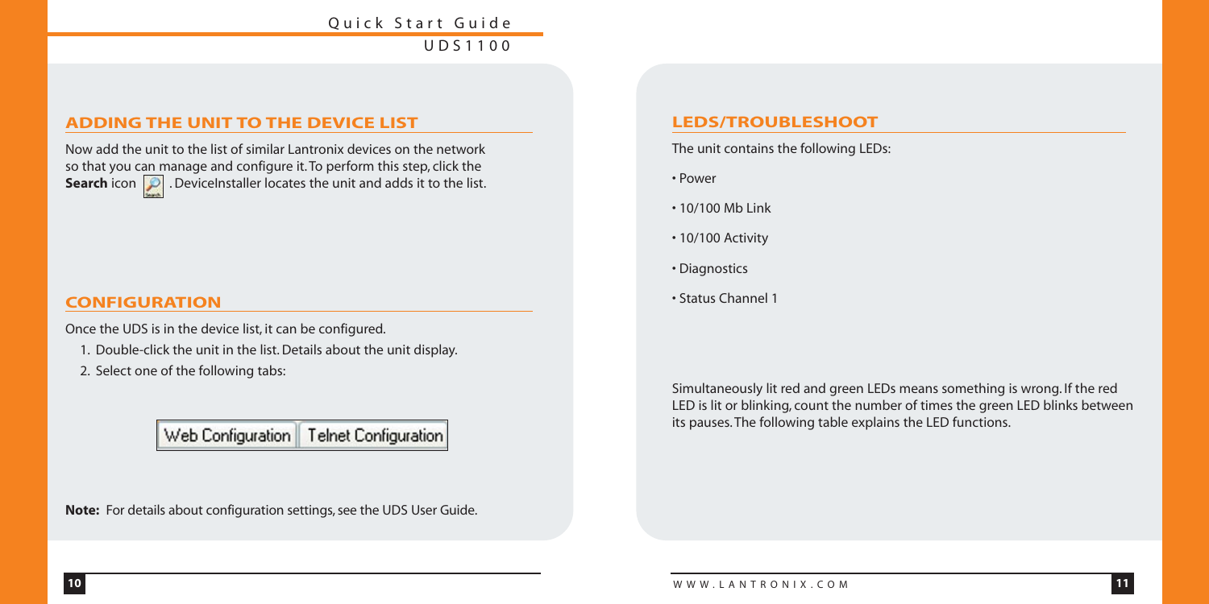## ADDING THE UNIT TO THE DEVICE LIST

Now add the unit to the list of similar Lantronix devices on the network so that you can manage and configure it. To perform this step, click the **Search** icon . DeviceInstaller locates the unit and adds it to the list.

## CONFIGURATION

Once the UDS is in the device list, it can be configured.

1. Double-click the unit in the list. Details about the unit display.
2. Select one of the following tabs:

Web Configuration | Telnet Configuration

**Note:** For details about configuration settings, see the UDS User Guide.

## LEDS/TROUBLESHOOT

The unit contains the following LEDs:

- Power
- 10/100 Mb Link
- 10/100 Activity
- Diagnostics
- Status Channel 1

Simultaneously lit red and green LEDs means something is wrong. If the red LED is lit or blinking, count the number of times the green LED blinks between its pauses. The following table explains the LED functions.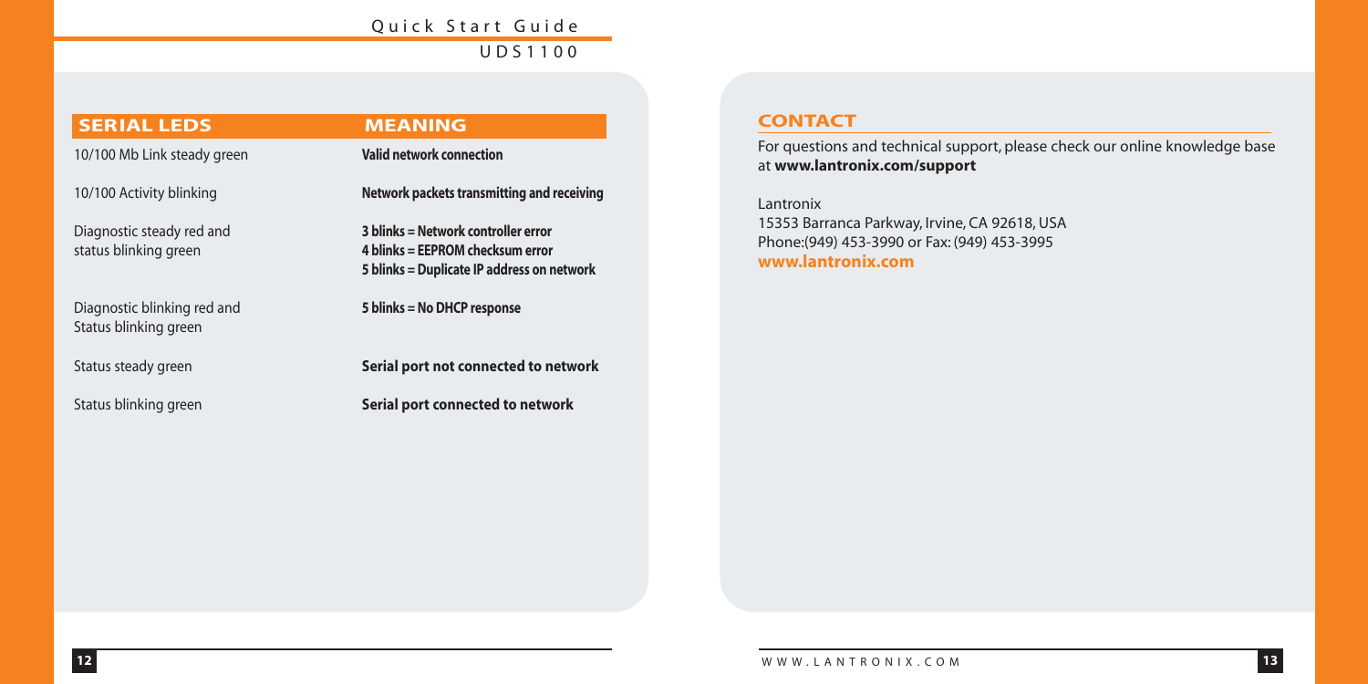| SERIAL LEDS | MEANING |
| --- | --- |
| 10/100 Mb Link steady green | **Valid network connection** |
| 10/100 Activity blinking | **Network packets transmitting and receiving** |
| Diagnostic steady red and status blinking green | **3 blinks = Network controller error**<br>**4 blinks = EEPROM checksum error**<br>**5 blinks = Duplicate IP address on network** |
| Diagnostic blinking red and Status blinking green | **5 blinks = No DHCP response** |
| Status steady green | **Serial port not connected to network** |
| Status blinking green | **Serial port connected to network** |

## CONTACT

For questions and technical support, please check our online knowledge base at **www.lantronix.com/support**

Lantronix
15353 Barranca Parkway, Irvine, CA 92618, USA
Phone:(949) 453-3990 or Fax: (949) 453-3995
**www.lantronix.com**